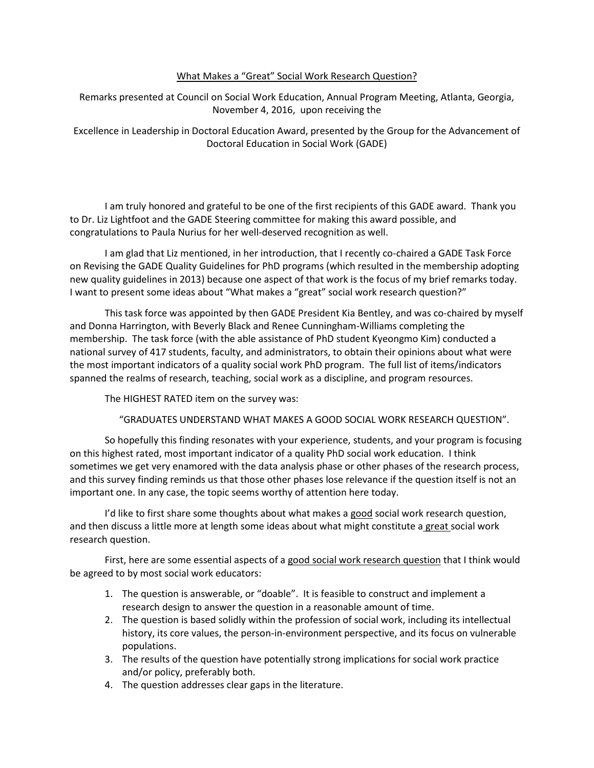# What Makes a "Great" Social Work Research Question?

Remarks presented at Council on Social Work Education, Annual Program Meeting, Atlanta, Georgia, November 4, 2016, upon receiving the

Excellence in Leadership in Doctoral Education Award, presented by the Group for the Advancement of Doctoral Education in Social Work (GADE)

I am truly honored and grateful to be one of the first recipients of this GADE award. Thank you to Dr. Liz Lightfoot and the GADE Steering committee for making this award possible, and congratulations to Paula Nurius for her well-deserved recognition as well.

I am glad that Liz mentioned, in her introduction, that I recently co-chaired a GADE Task Force on Revising the GADE Quality Guidelines for PhD programs (which resulted in the membership adopting new quality guidelines in 2013) because one aspect of that work is the focus of my brief remarks today. I want to present some ideas about "What makes a "great" social work research question?"

This task force was appointed by then GADE President Kia Bentley, and was co-chaired by myself and Donna Harrington, with Beverly Black and Renee Cunningham-Williams completing the membership. The task force (with the able assistance of PhD student Kyeongmo Kim) conducted a national survey of 417 students, faculty, and administrators, to obtain their opinions about what were the most important indicators of a quality social work PhD program. The full list of items/indicators spanned the realms of research, teaching, social work as a discipline, and program resources.

The HIGHEST RATED item on the survey was:

"GRADUATES UNDERSTAND WHAT MAKES A GOOD SOCIAL WORK RESEARCH QUESTION".

So hopefully this finding resonates with your experience, students, and your program is focusing on this highest rated, most important indicator of a quality PhD social work education. I think sometimes we get very enamored with the data analysis phase or other phases of the research process, and this survey finding reminds us that those other phases lose relevance if the question itself is not an important one. In any case, the topic seems worthy of attention here today.

I'd like to first share some thoughts about what makes a <u>good</u> social work research question, and then discuss a little more at length some ideas about what might constitute a <u>great</u> social work research question.

First, here are some essential aspects of a <u>good social work research question</u> that I think would be agreed to by most social work educators:

1. The question is answerable, or "doable". It is feasible to construct and implement a research design to answer the question in a reasonable amount of time.
2. The question is based solidly within the profession of social work, including its intellectual history, its core values, the person-in-environment perspective, and its focus on vulnerable populations.
3. The results of the question have potentially strong implications for social work practice and/or policy, preferably both.
4. The question addresses clear gaps in the literature.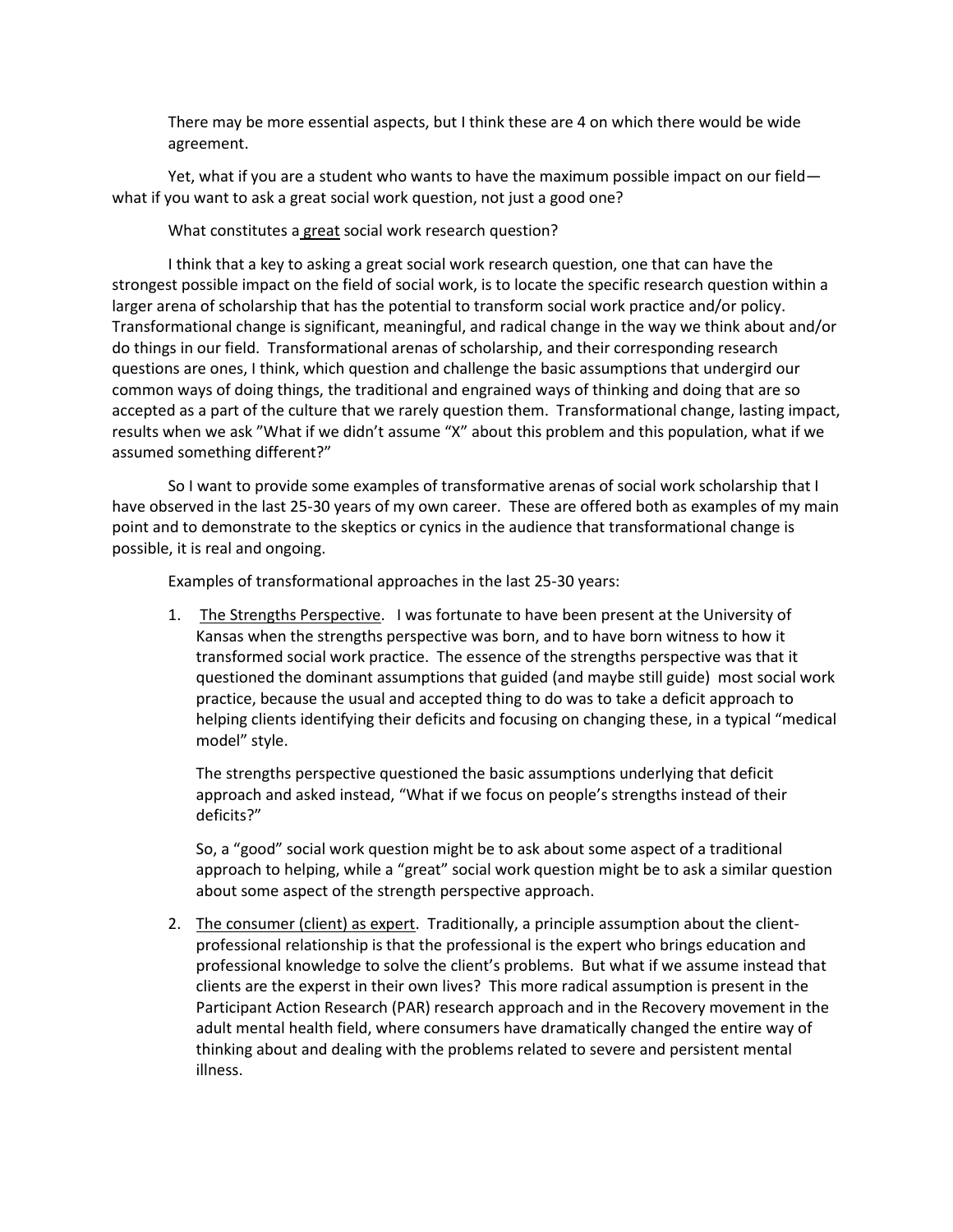There may be more essential aspects, but I think these are 4 on which there would be wide agreement.

Yet, what if you are a student who wants to have the maximum possible impact on our field—what if you want to ask a great social work question, not just a good one?

What constitutes a great social work research question?

I think that a key to asking a great social work research question, one that can have the strongest possible impact on the field of social work, is to locate the specific research question within a larger arena of scholarship that has the potential to transform social work practice and/or policy. Transformational change is significant, meaningful, and radical change in the way we think about and/or do things in our field. Transformational arenas of scholarship, and their corresponding research questions are ones, I think, which question and challenge the basic assumptions that undergird our common ways of doing things, the traditional and engrained ways of thinking and doing that are so accepted as a part of the culture that we rarely question them. Transformational change, lasting impact, results when we ask "What if we didn't assume "X" about this problem and this population, what if we assumed something different?"

So I want to provide some examples of transformative arenas of social work scholarship that I have observed in the last 25-30 years of my own career. These are offered both as examples of my main point and to demonstrate to the skeptics or cynics in the audience that transformational change is possible, it is real and ongoing.

Examples of transformational approaches in the last 25-30 years:

1. The Strengths Perspective. I was fortunate to have been present at the University of Kansas when the strengths perspective was born, and to have born witness to how it transformed social work practice. The essence of the strengths perspective was that it questioned the dominant assumptions that guided (and maybe still guide) most social work practice, because the usual and accepted thing to do was to take a deficit approach to helping clients identifying their deficits and focusing on changing these, in a typical "medical model" style.

   The strengths perspective questioned the basic assumptions underlying that deficit approach and asked instead, "What if we focus on people's strengths instead of their deficits?"

   So, a "good" social work question might be to ask about some aspect of a traditional approach to helping, while a "great" social work question might be to ask a similar question about some aspect of the strength perspective approach.

2. The consumer (client) as expert. Traditionally, a principle assumption about the client-professional relationship is that the professional is the expert who brings education and professional knowledge to solve the client's problems. But what if we assume instead that clients are the experst in their own lives? This more radical assumption is present in the Participant Action Research (PAR) research approach and in the Recovery movement in the adult mental health field, where consumers have dramatically changed the entire way of thinking about and dealing with the problems related to severe and persistent mental illness.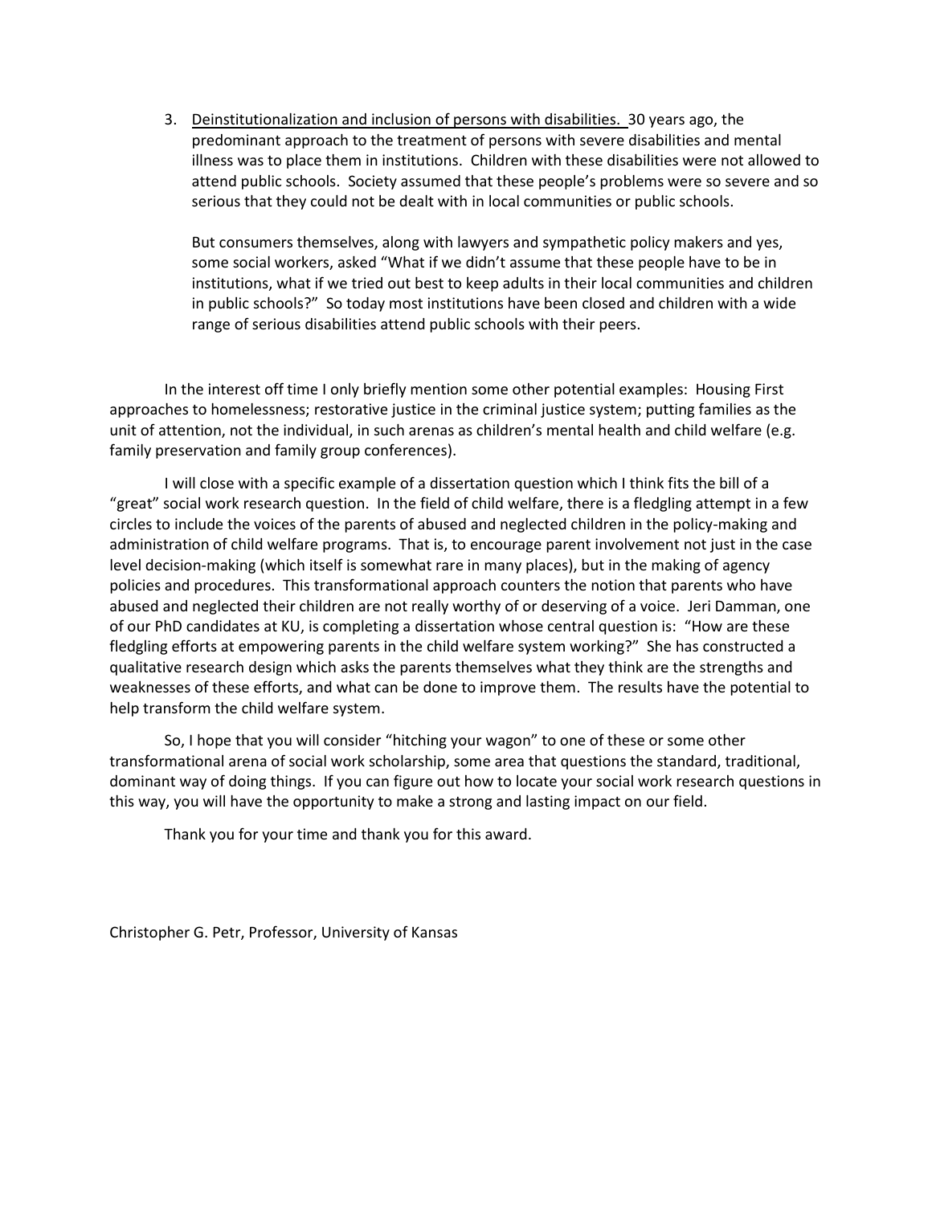3. <u>Deinstitutionalization and inclusion of persons with disabilities.</u> 30 years ago, the predominant approach to the treatment of persons with severe disabilities and mental illness was to place them in institutions. Children with these disabilities were not allowed to attend public schools. Society assumed that these people's problems were so severe and so serious that they could not be dealt with in local communities or public schools.

   But consumers themselves, along with lawyers and sympathetic policy makers and yes, some social workers, asked "What if we didn't assume that these people have to be in institutions, what if we tried out best to keep adults in their local communities and children in public schools?" So today most institutions have been closed and children with a wide range of serious disabilities attend public schools with their peers.

In the interest off time I only briefly mention some other potential examples: Housing First approaches to homelessness; restorative justice in the criminal justice system; putting families as the unit of attention, not the individual, in such arenas as children's mental health and child welfare (e.g. family preservation and family group conferences).

I will close with a specific example of a dissertation question which I think fits the bill of a "great" social work research question. In the field of child welfare, there is a fledgling attempt in a few circles to include the voices of the parents of abused and neglected children in the policy-making and administration of child welfare programs. That is, to encourage parent involvement not just in the case level decision-making (which itself is somewhat rare in many places), but in the making of agency policies and procedures. This transformational approach counters the notion that parents who have abused and neglected their children are not really worthy of or deserving of a voice. Jeri Damman, one of our PhD candidates at KU, is completing a dissertation whose central question is: "How are these fledgling efforts at empowering parents in the child welfare system working?" She has constructed a qualitative research design which asks the parents themselves what they think are the strengths and weaknesses of these efforts, and what can be done to improve them. The results have the potential to help transform the child welfare system.

So, I hope that you will consider "hitching your wagon" to one of these or some other transformational arena of social work scholarship, some area that questions the standard, traditional, dominant way of doing things. If you can figure out how to locate your social work research questions in this way, you will have the opportunity to make a strong and lasting impact on our field.

Thank you for your time and thank you for this award.

Christopher G. Petr, Professor, University of Kansas